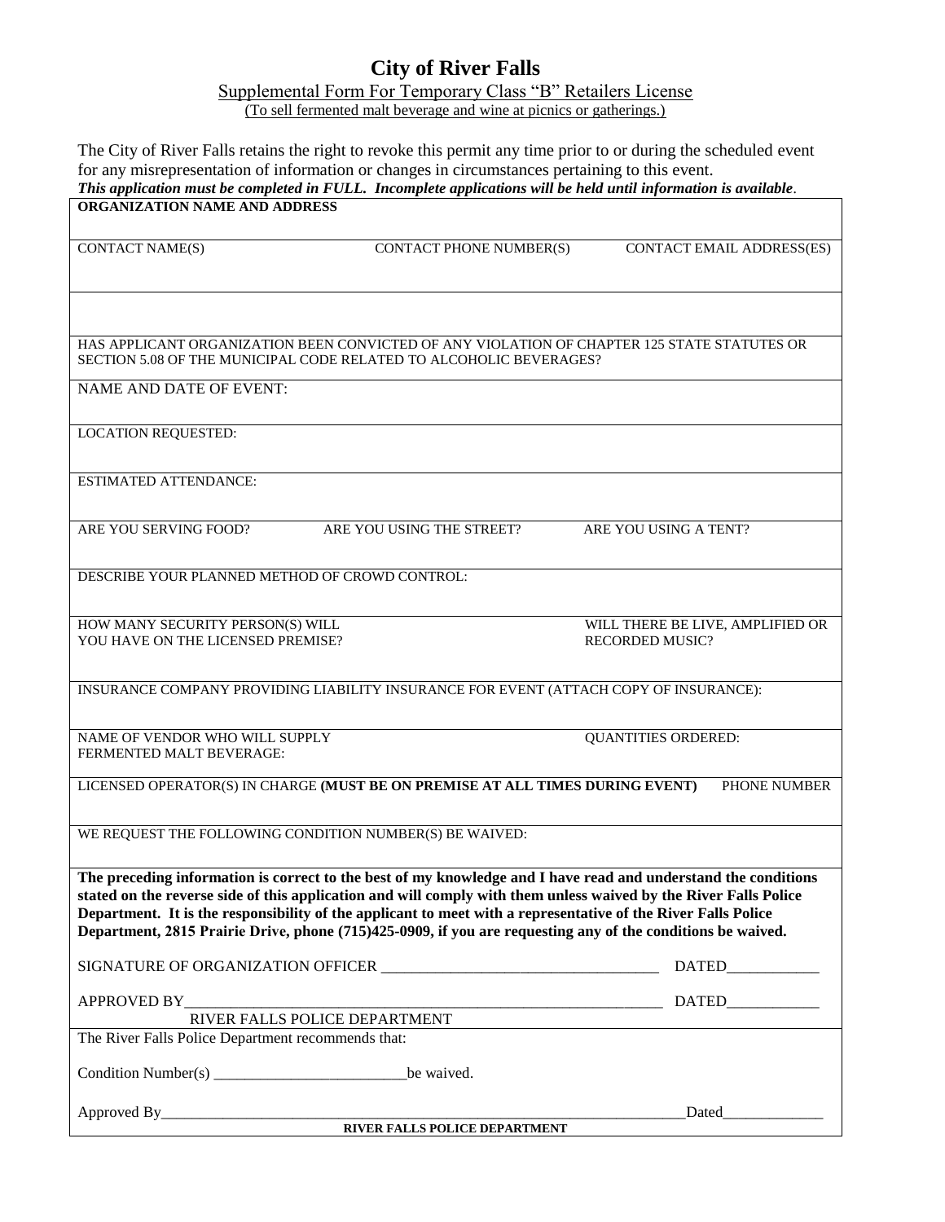# City of River Falls

## Supplemental Form For Temporary Class "B" Retailers License

(To sell fermented malt beverage and wine at picnics or gatherings.)

The City of River Falls retains the right to revoke this permit any time prior to or during the scheduled event for any misrepresentation of information or changes in circumstances pertaining to this event.

***This application must be completed in FULL. Incomplete applications will be held until information is available*.**

**ORGANIZATION NAME AND ADDRESS**

| CONTACT NAME(S) | CONTACT PHONE NUMBER(S) | CONTACT EMAIL ADDRESS(ES) |
|---|---|---|
| | | |

HAS APPLICANT ORGANIZATION BEEN CONVICTED OF ANY VIOLATION OF CHAPTER 125 STATE STATUTES OR SECTION 5.08 OF THE MUNICIPAL CODE RELATED TO ALCOHOLIC BEVERAGES?

NAME AND DATE OF EVENT:

LOCATION REQUESTED:

ESTIMATED ATTENDANCE:

| ARE YOU SERVING FOOD? | ARE YOU USING THE STREET? | ARE YOU USING A TENT? |
|---|---|---|
| | | |

DESCRIBE YOUR PLANNED METHOD OF CROWD CONTROL:

| HOW MANY SECURITY PERSON(S) WILL YOU HAVE ON THE LICENSED PREMISE? | WILL THERE BE LIVE, AMPLIFIED OR RECORDED MUSIC? |
|---|---|
| | |

INSURANCE COMPANY PROVIDING LIABILITY INSURANCE FOR EVENT (ATTACH COPY OF INSURANCE):

| NAME OF VENDOR WHO WILL SUPPLY FERMENTED MALT BEVERAGE: | QUANTITIES ORDERED: |
|---|---|
| | |

| LICENSED OPERATOR(S) IN CHARGE **(MUST BE ON PREMISE AT ALL TIMES DURING EVENT)** | PHONE NUMBER |
|---|---|
| | |

WE REQUEST THE FOLLOWING CONDITION NUMBER(S) BE WAIVED:

**The preceding information is correct to the best of my knowledge and I have read and understand the conditions stated on the reverse side of this application and will comply with them unless waived by the River Falls Police Department. It is the responsibility of the applicant to meet with a representative of the River Falls Police Department, 2815 Prairie Drive, phone (715)425-0909, if you are requesting any of the conditions be waived.**

SIGNATURE OF ORGANIZATION OFFICER ___________________________________ DATED____________

APPROVED BY_______________________________________________________________ DATED____________
RIVER FALLS POLICE DEPARTMENT

The River Falls Police Department recommends that:

Condition Number(s) _________________________be waived.

Approved By__________________________________________________________________________Dated_____________
**RIVER FALLS POLICE DEPARTMENT**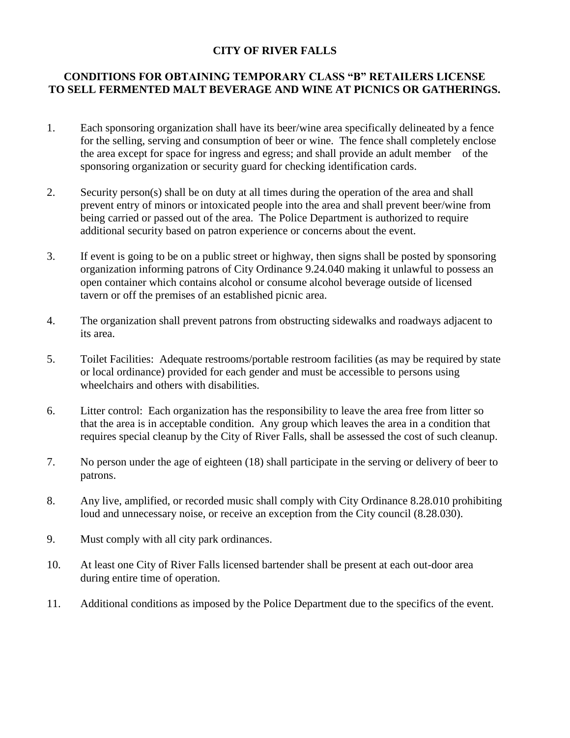# CITY OF RIVER FALLS

## CONDITIONS FOR OBTAINING TEMPORARY CLASS "B" RETAILERS LICENSE TO SELL FERMENTED MALT BEVERAGE AND WINE AT PICNICS OR GATHERINGS.

1. Each sponsoring organization shall have its beer/wine area specifically delineated by a fence for the selling, serving and consumption of beer or wine. The fence shall completely enclose the area except for space for ingress and egress; and shall provide an adult member of the sponsoring organization or security guard for checking identification cards.

2. Security person(s) shall be on duty at all times during the operation of the area and shall prevent entry of minors or intoxicated people into the area and shall prevent beer/wine from being carried or passed out of the area. The Police Department is authorized to require additional security based on patron experience or concerns about the event.

3. If event is going to be on a public street or highway, then signs shall be posted by sponsoring organization informing patrons of City Ordinance 9.24.040 making it unlawful to possess an open container which contains alcohol or consume alcohol beverage outside of licensed tavern or off the premises of an established picnic area.

4. The organization shall prevent patrons from obstructing sidewalks and roadways adjacent to its area.

5. Toilet Facilities: Adequate restrooms/portable restroom facilities (as may be required by state or local ordinance) provided for each gender and must be accessible to persons using wheelchairs and others with disabilities.

6. Litter control: Each organization has the responsibility to leave the area free from litter so that the area is in acceptable condition. Any group which leaves the area in a condition that requires special cleanup by the City of River Falls, shall be assessed the cost of such cleanup.

7. No person under the age of eighteen (18) shall participate in the serving or delivery of beer to patrons.

8. Any live, amplified, or recorded music shall comply with City Ordinance 8.28.010 prohibiting loud and unnecessary noise, or receive an exception from the City council (8.28.030).

9. Must comply with all city park ordinances.

10. At least one City of River Falls licensed bartender shall be present at each out-door area during entire time of operation.

11. Additional conditions as imposed by the Police Department due to the specifics of the event.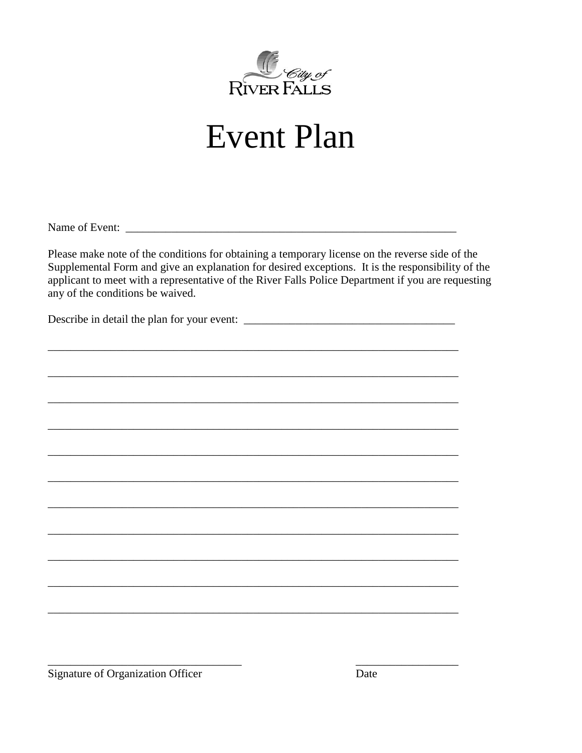City of
RIVER FALLS

# Event Plan

Name of Event: ___________________________________________________________

Please make note of the conditions for obtaining a temporary license on the reverse side of the Supplemental Form and give an explanation for desired exceptions. It is the responsibility of the applicant to meet with a representative of the River Falls Police Department if you are requesting any of the conditions be waived.

Describe in detail the plan for your event: ____________________________________

___________________________________________________________________________

___________________________________________________________________________

___________________________________________________________________________

___________________________________________________________________________

___________________________________________________________________________

___________________________________________________________________________

___________________________________________________________________________

___________________________________________________________________________

___________________________________________________________________________

___________________________________________________________________________

___________________________________________________________________________

________________________________ _________________
Signature of Organization Officer Date